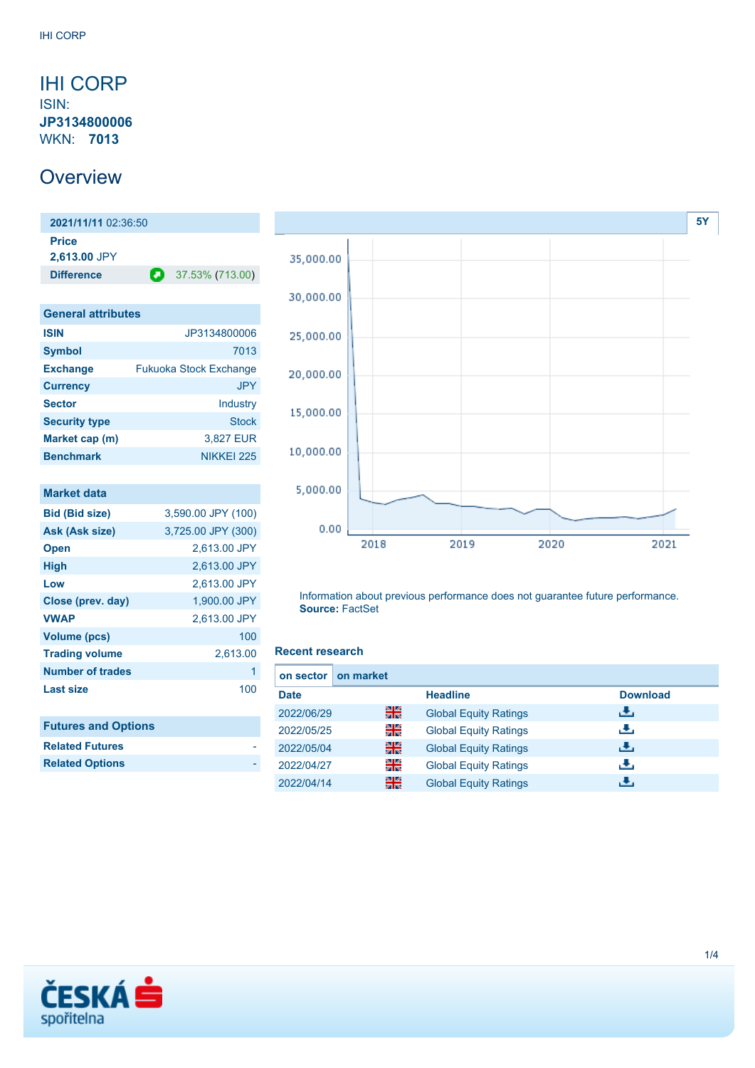# IHI CORP

ISIN: **JP3134800006**

WKN: **7013**

## Overview

| **2021/11/11** 02:36:50 | |
|---|---|
| **Price** | |
| **2,613.00** JPY | |
| **Difference** | 37.53% (713.00) |

| General attributes | |
|---|---|
| **ISIN** | JP3134800006 |
| **Symbol** | 7013 |
| **Exchange** | Fukuoka Stock Exchange |
| **Currency** | JPY |
| **Sector** | Industry |
| **Security type** | Stock |
| **Market cap (m)** | 3,827 EUR |
| **Benchmark** | NIKKEI 225 |

| Market data | |
|---|---|
| **Bid (Bid size)** | 3,590.00 JPY (100) |
| **Ask (Ask size)** | 3,725.00 JPY (300) |
| **Open** | 2,613.00 JPY |
| **High** | 2,613.00 JPY |
| **Low** | 2,613.00 JPY |
| **Close (prev. day)** | 1,900.00 JPY |
| **VWAP** | 2,613.00 JPY |
| **Volume (pcs)** | 100 |
| **Trading volume** | 2,613.00 |
| **Number of trades** | 1 |
| **Last size** | 100 |

| Futures and Options | |
|---|---|
| **Related Futures** | - |
| **Related Options** | - |

5Y

Information about previous performance does not guarantee future performance.
**Source:** FactSet

### Recent research

on sector | on market

| Date | | Headline | Download |
|---|---|---|---|
| 2022/06/29 | | Global Equity Ratings | |
| 2022/05/25 | | Global Equity Ratings | |
| 2022/05/04 | | Global Equity Ratings | |
| 2022/04/27 | | Global Equity Ratings | |
| 2022/04/14 | | Global Equity Ratings | |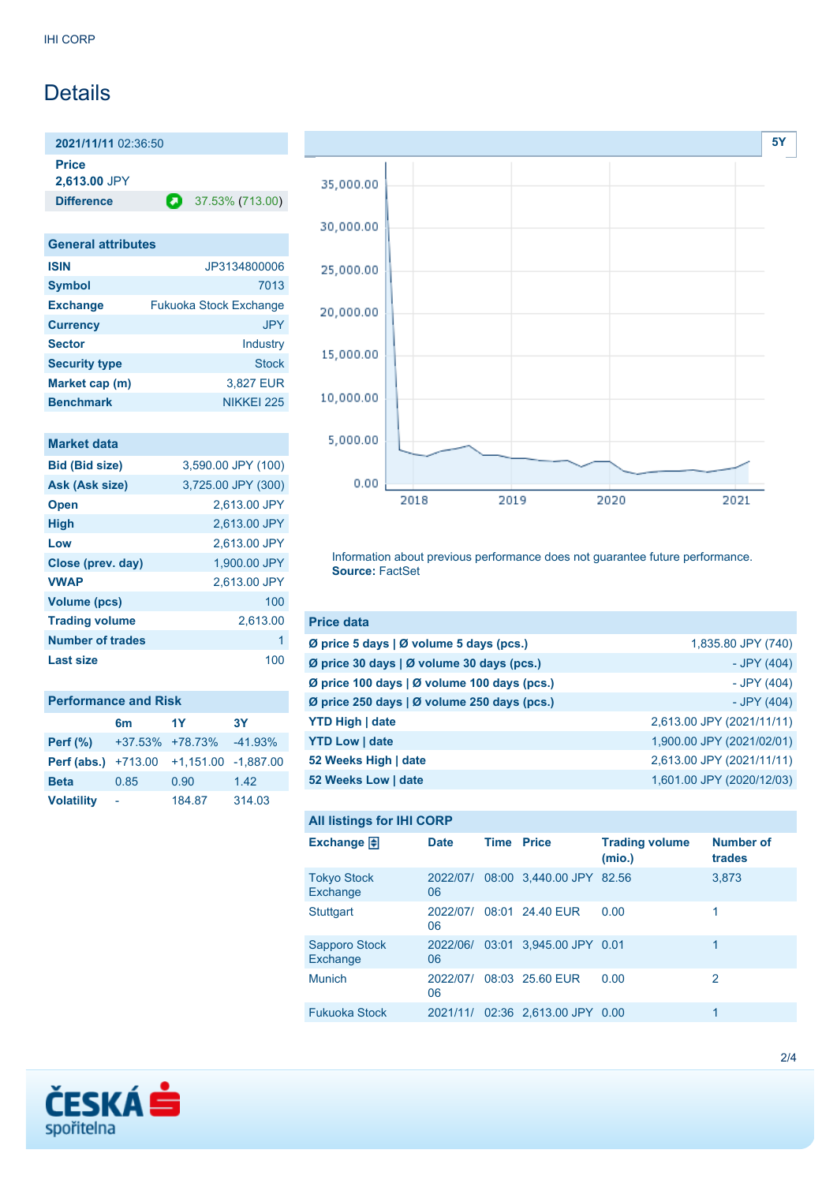IHI CORP

# Details

| 2021/11/11 02:36:50 | |
|---|---|
| **Price** | |
| **2,613.00** JPY | |
| **Difference** | 37.53% (713.00) |

| General attributes | |
|---|---|
| **ISIN** | JP3134800006 |
| **Symbol** | 7013 |
| **Exchange** | Fukuoka Stock Exchange |
| **Currency** | JPY |
| **Sector** | Industry |
| **Security type** | Stock |
| **Market cap (m)** | 3,827 EUR |
| **Benchmark** | NIKKEI 225 |

| Market data | |
|---|---|
| **Bid (Bid size)** | 3,590.00 JPY (100) |
| **Ask (Ask size)** | 3,725.00 JPY (300) |
| **Open** | 2,613.00 JPY |
| **High** | 2,613.00 JPY |
| **Low** | 2,613.00 JPY |
| **Close (prev. day)** | 1,900.00 JPY |
| **VWAP** | 2,613.00 JPY |
| **Volume (pcs)** | 100 |
| **Trading volume** | 2,613.00 |
| **Number of trades** | 1 |
| **Last size** | 100 |

| Performance and Risk | 6m | 1Y | 3Y |
|---|---|---|---|
| **Perf (%)** | +37.53% | +78.73% | -41.93% |
| **Perf (abs.)** | +713.00 | +1,151.00 | -1,887.00 |
| **Beta** | 0.85 | 0.90 | 1.42 |
| **Volatility** | - | 184.87 | 314.03 |

Information about previous performance does not guarantee future performance.
**Source:** FactSet

| Price data | |
|---|---|
| **Ø price 5 days \| Ø volume 5 days (pcs.)** | 1,835.80 JPY (740) |
| **Ø price 30 days \| Ø volume 30 days (pcs.)** | - JPY (404) |
| **Ø price 100 days \| Ø volume 100 days (pcs.)** | - JPY (404) |
| **Ø price 250 days \| Ø volume 250 days (pcs.)** | - JPY (404) |
| **YTD High \| date** | 2,613.00 JPY (2021/11/11) |
| **YTD Low \| date** | 1,900.00 JPY (2021/02/01) |
| **52 Weeks High \| date** | 2,613.00 JPY (2021/11/11) |
| **52 Weeks Low \| date** | 1,601.00 JPY (2020/12/03) |

**All listings for IHI CORP**

| Exchange | Date | Time | Price | Trading volume (mio.) | Number of trades |
|---|---|---|---|---|---|
| Tokyo Stock Exchange | 2022/07/06 | 08:00 | 3,440.00 JPY | 82.56 | 3,873 |
| Stuttgart | 2022/07/06 | 08:01 | 24.40 EUR | 0.00 | 1 |
| Sapporo Stock Exchange | 2022/06/06 | 03:01 | 3,945.00 JPY | 0.01 | 1 |
| Munich | 2022/07/06 | 08:03 | 25.60 EUR | 0.00 | 2 |
| Fukuoka Stock | 2021/11/ | 02:36 | 2,613.00 JPY | 0.00 | 1 |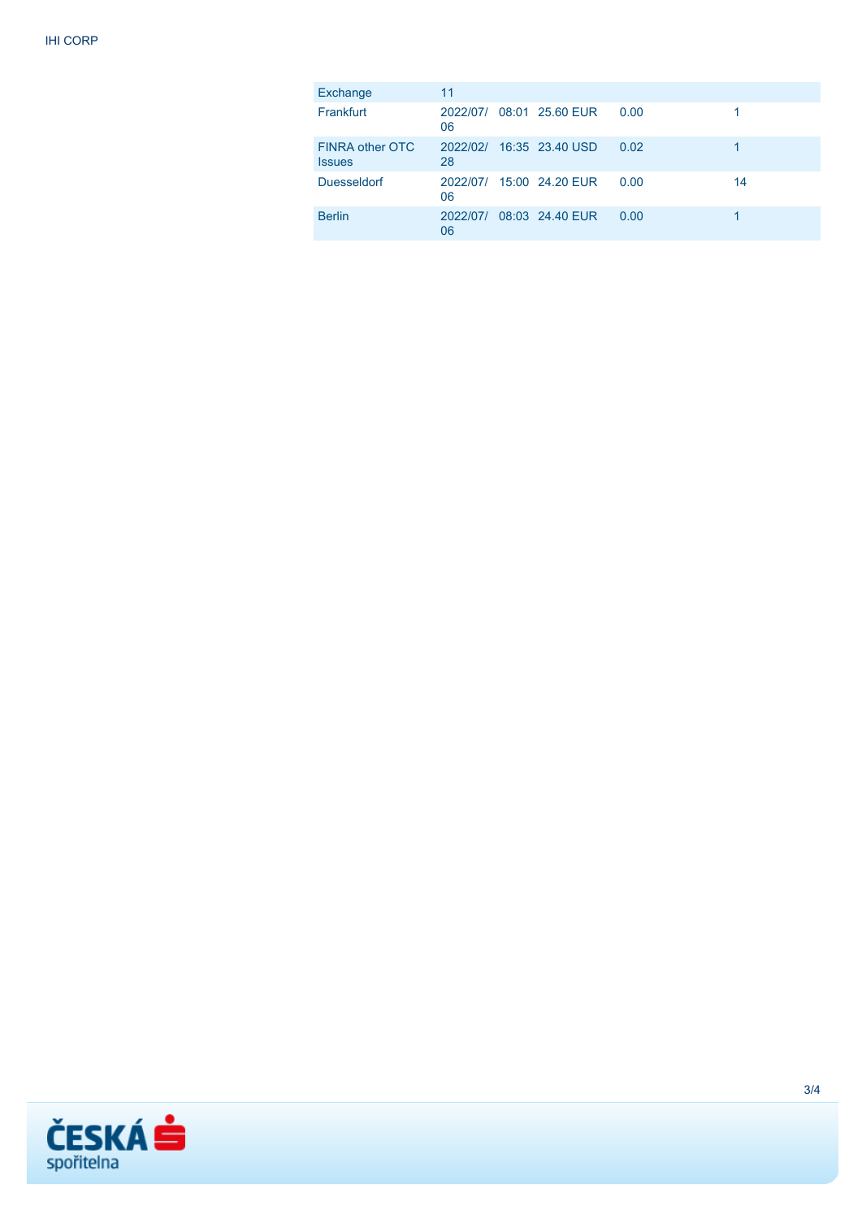| Exchange | 11 | | | | |
|---|---|---|---|---|---|
| Frankfurt | 2022/07/06 | 08:01 | 25.60 EUR | 0.00 | 1 |
| FINRA other OTC Issues | 2022/02/28 | 16:35 | 23.40 USD | 0.02 | 1 |
| Duesseldorf | 2022/07/06 | 15:00 | 24.20 EUR | 0.00 | 14 |
| Berlin | 2022/07/06 | 08:03 | 24.40 EUR | 0.00 | 1 |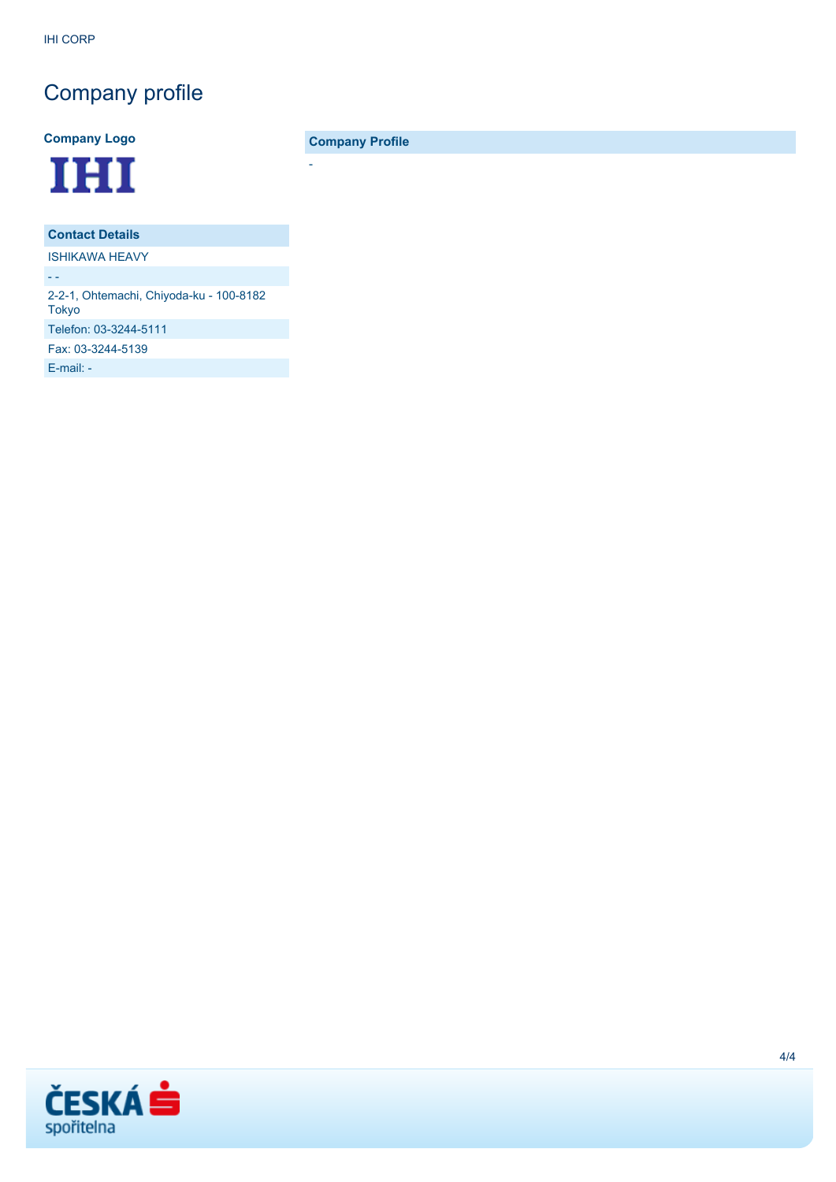# Company profile

**Company Logo**

IHI

| Contact Details |
|---|
| ISHIKAWA HEAVY |
| - - |
| 2-2-1, Ohtemachi, Chiyoda-ku - 100-8182 Tokyo |
| Telefon: 03-3244-5111 |
| Fax: 03-3244-5139 |
| E-mail: - |

| Company Profile |
|---|
| - |